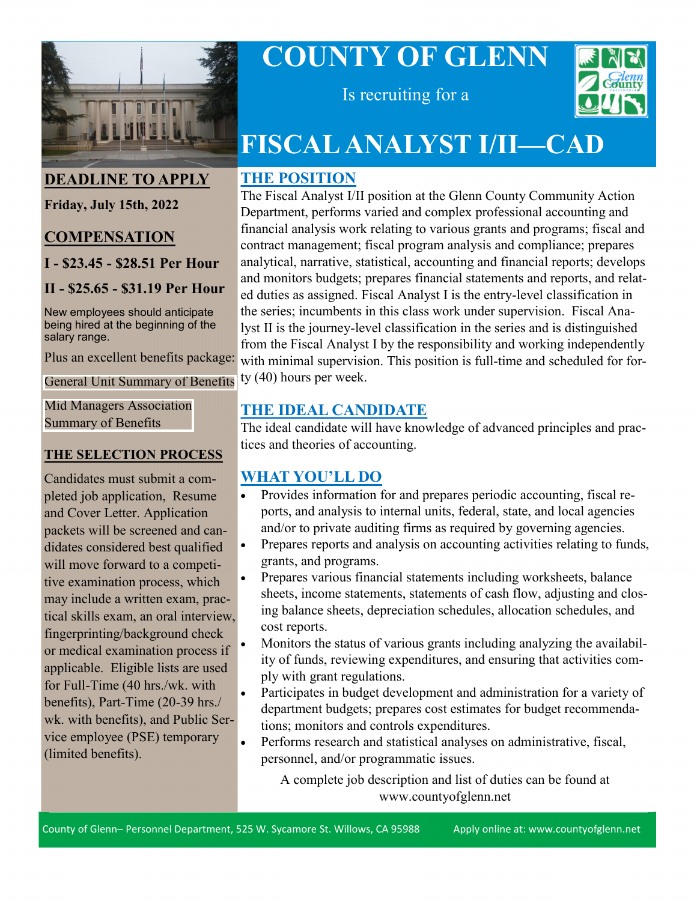# COUNTY OF GLENN

Is recruiting for a

# FISCAL ANALYST I/II—CAD

## DEADLINE TO APPLY

**Friday, July 15th, 2022**

## COMPENSATION

**I - $23.45 - $28.51 Per Hour**

**II - $25.65 - $31.19 Per Hour**

New employees should anticipate being hired at the beginning of the salary range.

Plus an excellent benefits package:

General Unit Summary of Benefits

Mid Managers Association Summary of Benefits

## THE SELECTION PROCESS

Candidates must submit a completed job application, Resume and Cover Letter. Application packets will be screened and candidates considered best qualified will move forward to a competitive examination process, which may include a written exam, practical skills exam, an oral interview, fingerprinting/background check or medical examination process if applicable. Eligible lists are used for Full-Time (40 hrs./wk. with benefits), Part-Time (20-39 hrs./wk. with benefits), and Public Service employee (PSE) temporary (limited benefits).

## THE POSITION

The Fiscal Analyst I/II position at the Glenn County Community Action Department, performs varied and complex professional accounting and financial analysis work relating to various grants and programs; fiscal and contract management; fiscal program analysis and compliance; prepares analytical, narrative, statistical, accounting and financial reports; develops and monitors budgets; prepares financial statements and reports, and related duties as assigned. Fiscal Analyst I is the entry-level classification in the series; incumbents in this class work under supervision. Fiscal Analyst II is the journey-level classification in the series and is distinguished from the Fiscal Analyst I by the responsibility and working independently with minimal supervision. This position is full-time and scheduled for forty (40) hours per week.

## THE IDEAL CANDIDATE

The ideal candidate will have knowledge of advanced principles and practices and theories of accounting.

## WHAT YOU'LL DO

- Provides information for and prepares periodic accounting, fiscal reports, and analysis to internal units, federal, state, and local agencies and/or to private auditing firms as required by governing agencies.
- Prepares reports and analysis on accounting activities relating to funds, grants, and programs.
- Prepares various financial statements including worksheets, balance sheets, income statements, statements of cash flow, adjusting and closing balance sheets, depreciation schedules, allocation schedules, and cost reports.
- Monitors the status of various grants including analyzing the availability of funds, reviewing expenditures, and ensuring that activities comply with grant regulations.
- Participates in budget development and administration for a variety of department budgets; prepares cost estimates for budget recommendations; monitors and controls expenditures.
- Performs research and statistical analyses on administrative, fiscal, personnel, and/or programmatic issues.

A complete job description and list of duties can be found at www.countyofglenn.net

County of Glenn– Personnel Department, 525 W. Sycamore St. Willows, CA 95988 Apply online at: www.countyofglenn.net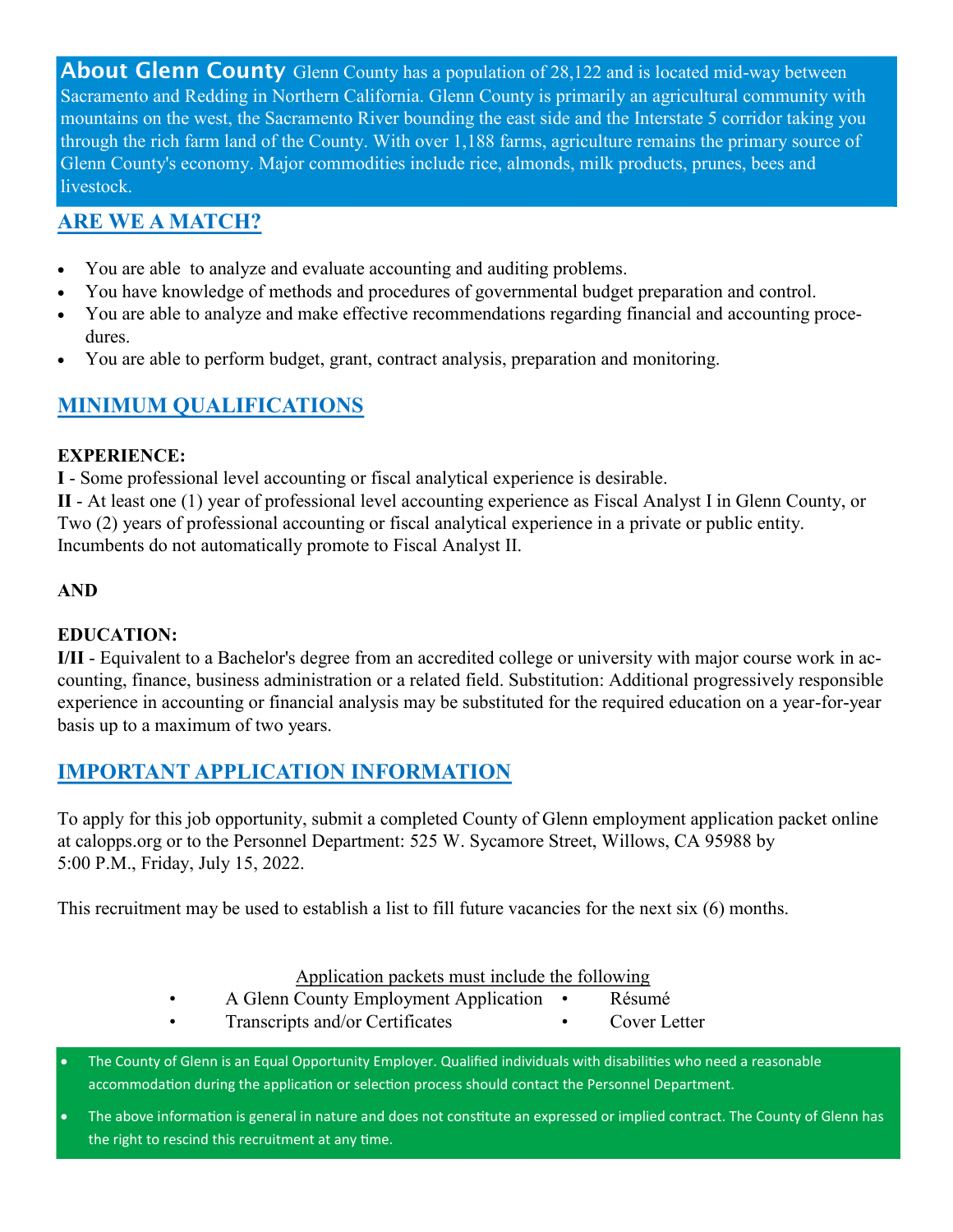**About Glenn County** Glenn County has a population of 28,122 and is located mid-way between Sacramento and Redding in Northern California. Glenn County is primarily an agricultural community with mountains on the west, the Sacramento River bounding the east side and the Interstate 5 corridor taking you through the rich farm land of the County. With over 1,188 farms, agriculture remains the primary source of Glenn County's economy. Major commodities include rice, almonds, milk products, prunes, bees and livestock.

## ARE WE A MATCH?

- You are able to analyze and evaluate accounting and auditing problems.
- You have knowledge of methods and procedures of governmental budget preparation and control.
- You are able to analyze and make effective recommendations regarding financial and accounting procedures.
- You are able to perform budget, grant, contract analysis, preparation and monitoring.

## MINIMUM QUALIFICATIONS

**EXPERIENCE:**

**I** - Some professional level accounting or fiscal analytical experience is desirable.

**II** - At least one (1) year of professional level accounting experience as Fiscal Analyst I in Glenn County, or Two (2) years of professional accounting or fiscal analytical experience in a private or public entity. Incumbents do not automatically promote to Fiscal Analyst II.

**AND**

**EDUCATION:**

**I/II** - Equivalent to a Bachelor's degree from an accredited college or university with major course work in accounting, finance, business administration or a related field. Substitution: Additional progressively responsible experience in accounting or financial analysis may be substituted for the required education on a year-for-year basis up to a maximum of two years.

## IMPORTANT APPLICATION INFORMATION

To apply for this job opportunity, submit a completed County of Glenn employment application packet online at calopps.org or to the Personnel Department: 525 W. Sycamore Street, Willows, CA 95988 by 5:00 P.M., Friday, July 15, 2022.

This recruitment may be used to establish a list to fill future vacancies for the next six (6) months.

Application packets must include the following

- A Glenn County Employment Application
- Résumé
- Transcripts and/or Certificates
- Cover Letter

- The County of Glenn is an Equal Opportunity Employer. Qualified individuals with disabilities who need a reasonable accommodation during the application or selection process should contact the Personnel Department.
- The above information is general in nature and does not constitute an expressed or implied contract. The County of Glenn has the right to rescind this recruitment at any time.